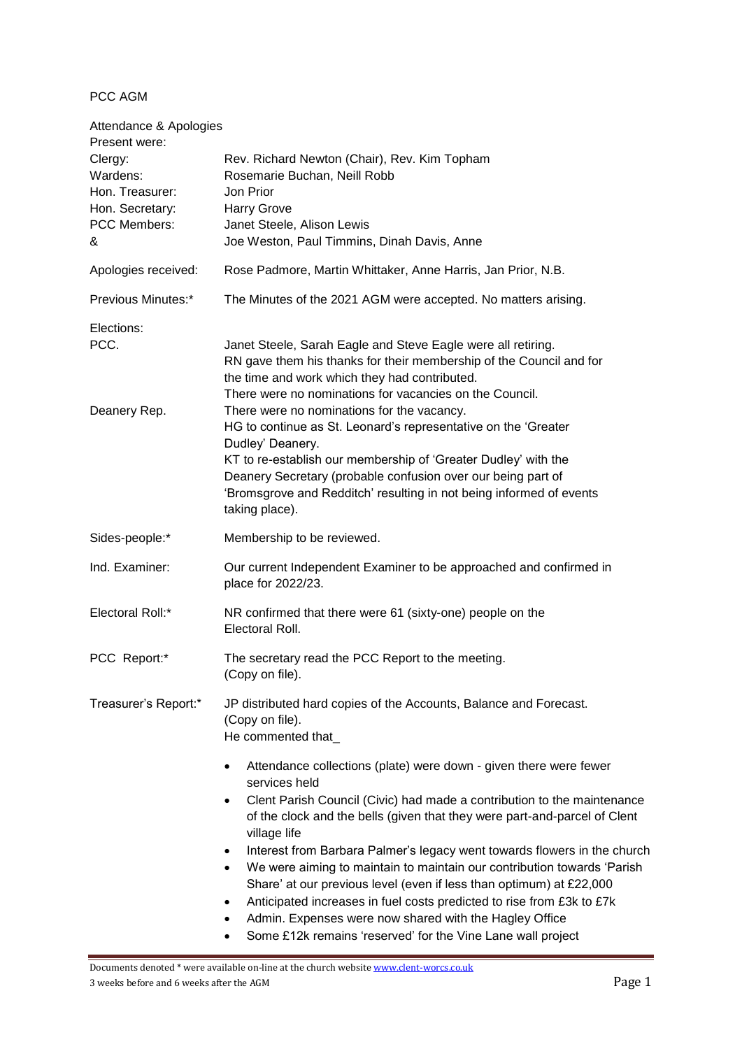PCC AGM

Attendance & Apologies

Present were:

| | |
|---|---|
| Clergy: | Rev. Richard Newton (Chair), Rev. Kim Topham |
| Wardens: | Rosemarie Buchan, Neill Robb |
| Hon. Treasurer: | Jon Prior |
| Hon. Secretary: | Harry Grove |
| PCC Members: | Janet Steele, Alison Lewis |
| & | Joe Weston, Paul Timmins, Dinah Davis, Anne |
| Apologies received: | Rose Padmore, Martin Whittaker, Anne Harris, Jan Prior, N.B. |
| Previous Minutes:* | The Minutes of the 2021 AGM were accepted. No matters arising. |
| Elections: | |
| PCC. | Janet Steele, Sarah Eagle and Steve Eagle were all retiring. RN gave them his thanks for their membership of the Council and for the time and work which they had contributed. There were no nominations for vacancies on the Council. |
| Deanery Rep. | There were no nominations for the vacancy. HG to continue as St. Leonard's representative on the 'Greater Dudley' Deanery. KT to re-establish our membership of 'Greater Dudley' with the Deanery Secretary (probable confusion over our being part of 'Bromsgrove and Redditch' resulting in not being informed of events taking place). |
| Sides-people:* | Membership to be reviewed. |
| Ind. Examiner: | Our current Independent Examiner to be approached and confirmed in place for 2022/23. |
| Electoral Roll:* | NR confirmed that there were 61 (sixty-one) people on the Electoral Roll. |
| PCC Report:* | The secretary read the PCC Report to the meeting. (Copy on file). |
| Treasurer's Report:* | JP distributed hard copies of the Accounts, Balance and Forecast. (Copy on file). He commented that_ |

- Attendance collections (plate) were down - given there were fewer services held
- Clent Parish Council (Civic) had made a contribution to the maintenance of the clock and the bells (given that they were part-and-parcel of Clent village life
- Interest from Barbara Palmer's legacy went towards flowers in the church
- We were aiming to maintain to maintain our contribution towards 'Parish Share' at our previous level (even if less than optimum) at £22,000
- Anticipated increases in fuel costs predicted to rise from £3k to £7k
- Admin. Expenses were now shared with the Hagley Office
- Some £12k remains 'reserved' for the Vine Lane wall project

Documents denoted * were available on-line at the church website www.clent-worcs.co.uk 3 weeks before and 6 weeks after the AGM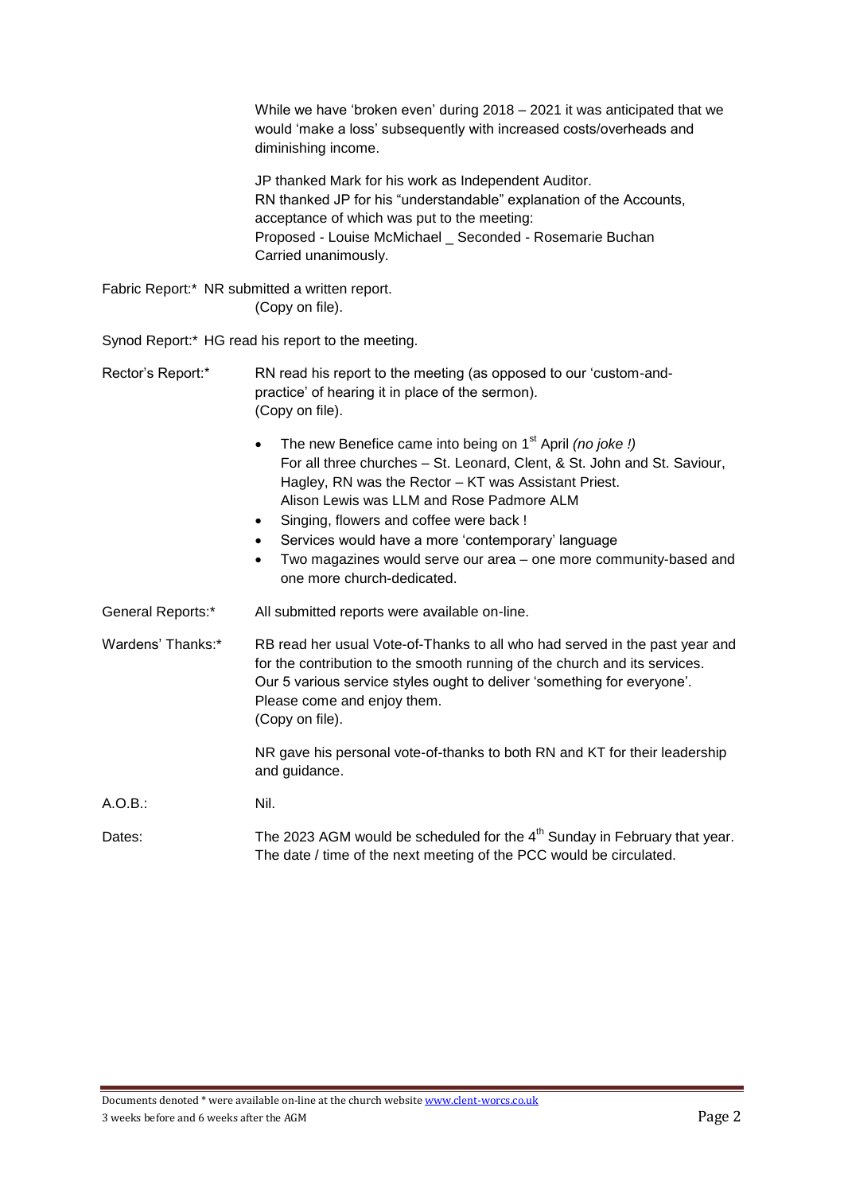While we have 'broken even' during 2018 – 2021 it was anticipated that we would 'make a loss' subsequently with increased costs/overheads and diminishing income.

JP thanked Mark for his work as Independent Auditor.
RN thanked JP for his "understandable" explanation of the Accounts, acceptance of which was put to the meeting:
Proposed - Louise McMichael _ Seconded - Rosemarie Buchan
Carried unanimously.

Fabric Report:* NR submitted a written report.
(Copy on file).

Synod Report:* HG read his report to the meeting.

Rector's Report:* RN read his report to the meeting (as opposed to our 'custom-and-practice' of hearing it in place of the sermon).
(Copy on file).

- The new Benefice came into being on 1st April *(no joke !)*
  For all three churches – St. Leonard, Clent, & St. John and St. Saviour, Hagley, RN was the Rector – KT was Assistant Priest.
  Alison Lewis was LLM and Rose Padmore ALM
- Singing, flowers and coffee were back !
- Services would have a more 'contemporary' language
- Two magazines would serve our area – one more community-based and one more church-dedicated.

General Reports:* All submitted reports were available on-line.

Wardens' Thanks:* RB read her usual Vote-of-Thanks to all who had served in the past year and for the contribution to the smooth running of the church and its services.
Our 5 various service styles ought to deliver 'something for everyone'.
Please come and enjoy them.
(Copy on file).

NR gave his personal vote-of-thanks to both RN and KT for their leadership and guidance.

A.O.B.: Nil.

Dates: The 2023 AGM would be scheduled for the 4th Sunday in February that year.
The date / time of the next meeting of the PCC would be circulated.

Documents denoted * were available on-line at the church website www.clent-worcs.co.uk
3 weeks before and 6 weeks after the AGM